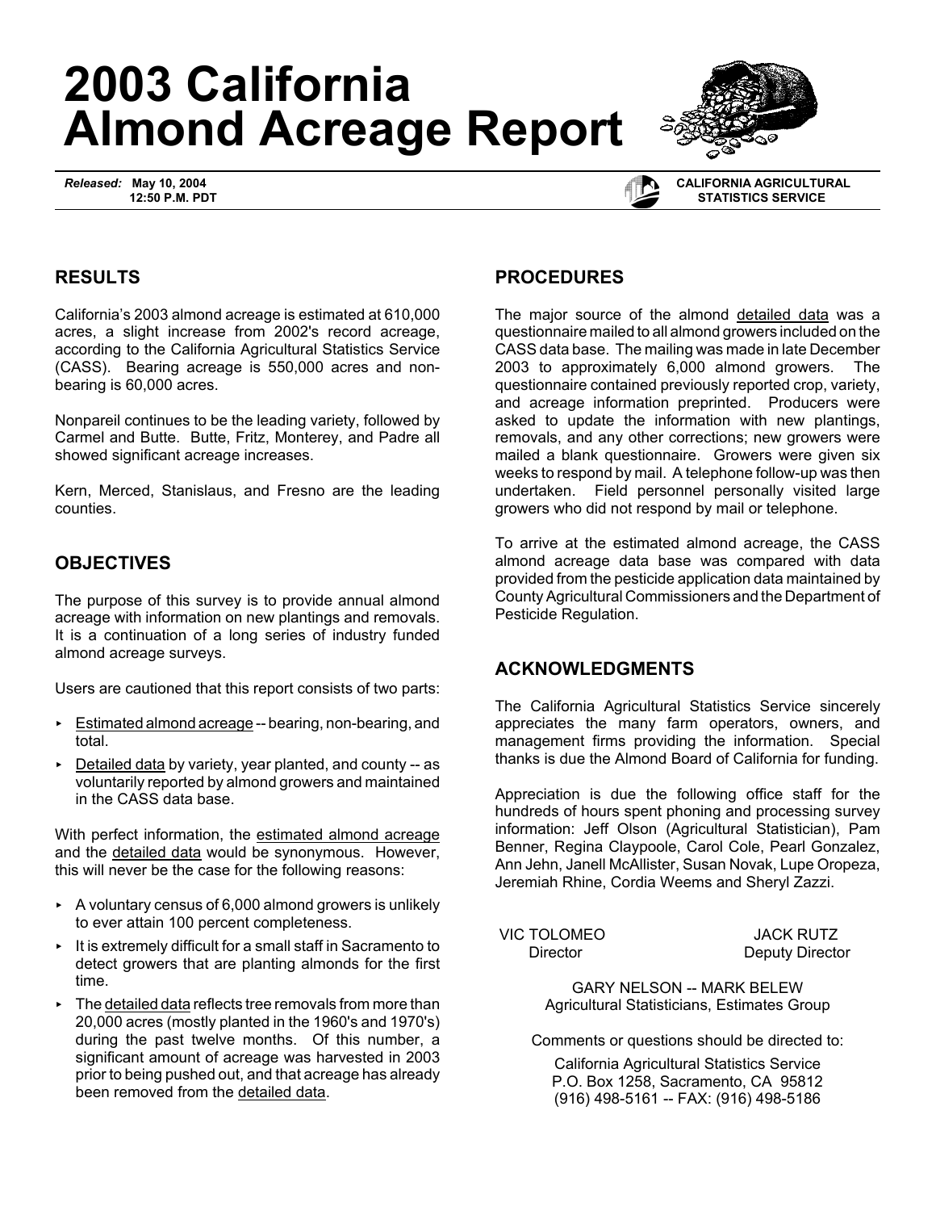# 2003 California Almond Acreage Report

*Released:* **May 10, 2004**
**12:50 P.M. PDT**

**CALIFORNIA AGRICULTURAL STATISTICS SERVICE**

## RESULTS

California's 2003 almond acreage is estimated at 610,000 acres, a slight increase from 2002's record acreage, according to the California Agricultural Statistics Service (CASS). Bearing acreage is 550,000 acres and non-bearing is 60,000 acres.

Nonpareil continues to be the leading variety, followed by Carmel and Butte. Butte, Fritz, Monterey, and Padre all showed significant acreage increases.

Kern, Merced, Stanislaus, and Fresno are the leading counties.

## OBJECTIVES

The purpose of this survey is to provide annual almond acreage with information on new plantings and removals. It is a continuation of a long series of industry funded almond acreage surveys.

Users are cautioned that this report consists of two parts:

- Estimated almond acreage -- bearing, non-bearing, and total.
- Detailed data by variety, year planted, and county -- as voluntarily reported by almond growers and maintained in the CASS data base.

With perfect information, the estimated almond acreage and the detailed data would be synonymous. However, this will never be the case for the following reasons:

- A voluntary census of 6,000 almond growers is unlikely to ever attain 100 percent completeness.
- It is extremely difficult for a small staff in Sacramento to detect growers that are planting almonds for the first time.
- The detailed data reflects tree removals from more than 20,000 acres (mostly planted in the 1960's and 1970's) during the past twelve months. Of this number, a significant amount of acreage was harvested in 2003 prior to being pushed out, and that acreage has already been removed from the detailed data.

## PROCEDURES

The major source of the almond detailed data was a questionnaire mailed to all almond growers included on the CASS data base. The mailing was made in late December 2003 to approximately 6,000 almond growers. The questionnaire contained previously reported crop, variety, and acreage information preprinted. Producers were asked to update the information with new plantings, removals, and any other corrections; new growers were mailed a blank questionnaire. Growers were given six weeks to respond by mail. A telephone follow-up was then undertaken. Field personnel personally visited large growers who did not respond by mail or telephone.

To arrive at the estimated almond acreage, the CASS almond acreage data base was compared with data provided from the pesticide application data maintained by County Agricultural Commissioners and the Department of Pesticide Regulation.

## ACKNOWLEDGMENTS

The California Agricultural Statistics Service sincerely appreciates the many farm operators, owners, and management firms providing the information. Special thanks is due the Almond Board of California for funding.

Appreciation is due the following office staff for the hundreds of hours spent phoning and processing survey information: Jeff Olson (Agricultural Statistician), Pam Benner, Regina Claypoole, Carol Cole, Pearl Gonzalez, Ann Jehn, Janell McAllister, Susan Novak, Lupe Oropeza, Jeremiah Rhine, Cordia Weems and Sheryl Zazzi.

VIC TOLOMEO
Director

JACK RUTZ
Deputy Director

GARY NELSON -- MARK BELEW
Agricultural Statisticians, Estimates Group

Comments or questions should be directed to:

California Agricultural Statistics Service
P.O. Box 1258, Sacramento, CA 95812
(916) 498-5161 -- FAX: (916) 498-5186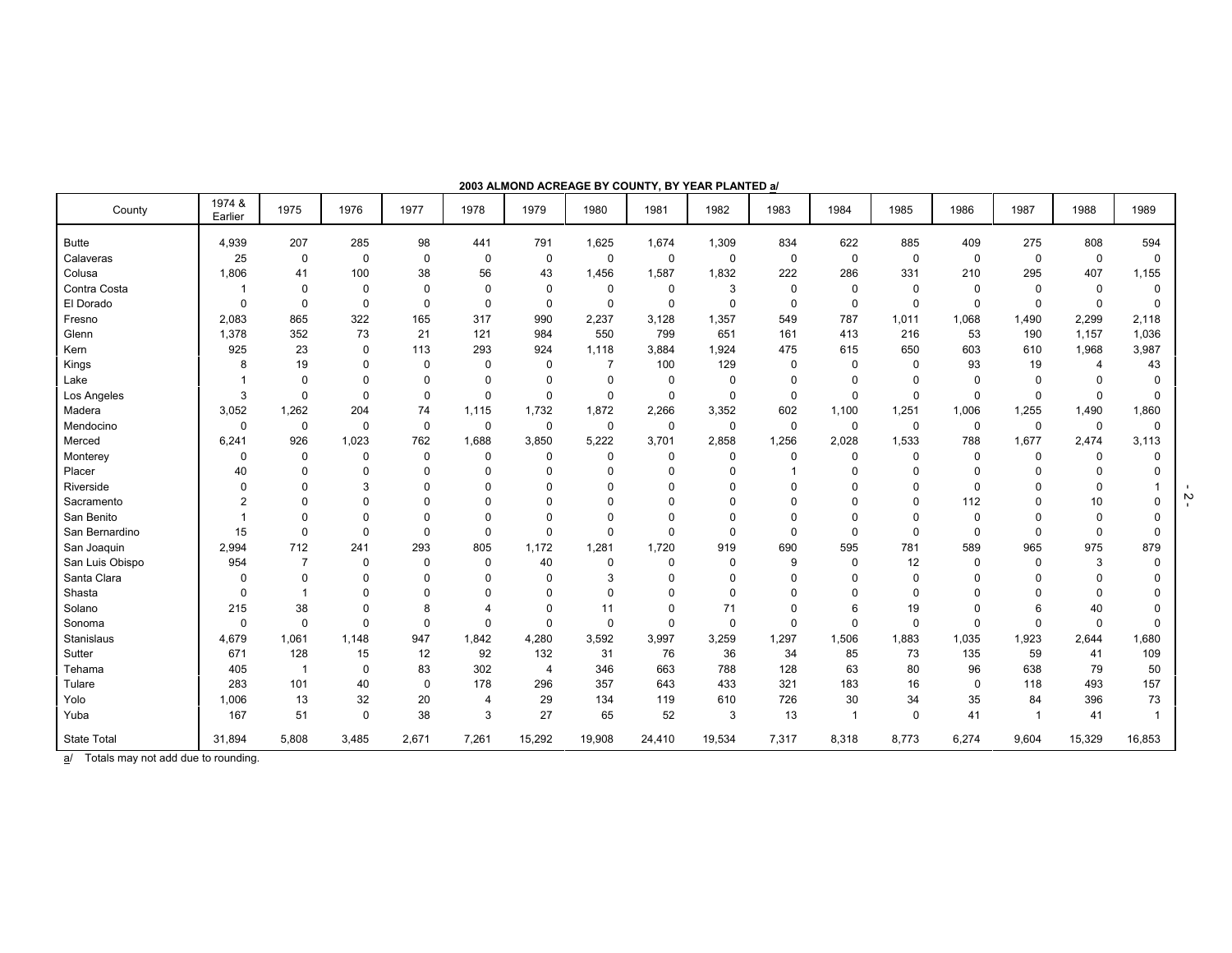**2003 ALMOND ACREAGE BY COUNTY, BY YEAR PLANTED a/**

| County | 1974 & Earlier | 1975 | 1976 | 1977 | 1978 | 1979 | 1980 | 1981 | 1982 | 1983 | 1984 | 1985 | 1986 | 1987 | 1988 | 1989 |
|---|---|---|---|---|---|---|---|---|---|---|---|---|---|---|---|---|
| Butte | 4,939 | 207 | 285 | 98 | 441 | 791 | 1,625 | 1,674 | 1,309 | 834 | 622 | 885 | 409 | 275 | 808 | 594 |
| Calaveras | 25 | 0 | 0 | 0 | 0 | 0 | 0 | 0 | 0 | 0 | 0 | 0 | 0 | 0 | 0 | 0 |
| Colusa | 1,806 | 41 | 100 | 38 | 56 | 43 | 1,456 | 1,587 | 1,832 | 222 | 286 | 331 | 210 | 295 | 407 | 1,155 |
| Contra Costa | 1 | 0 | 0 | 0 | 0 | 0 | 0 | 0 | 3 | 0 | 0 | 0 | 0 | 0 | 0 | 0 |
| El Dorado | 0 | 0 | 0 | 0 | 0 | 0 | 0 | 0 | 0 | 0 | 0 | 0 | 0 | 0 | 0 | 0 |
| Fresno | 2,083 | 865 | 322 | 165 | 317 | 990 | 2,237 | 3,128 | 1,357 | 549 | 787 | 1,011 | 1,068 | 1,490 | 2,299 | 2,118 |
| Glenn | 1,378 | 352 | 73 | 21 | 121 | 984 | 550 | 799 | 651 | 161 | 413 | 216 | 53 | 190 | 1,157 | 1,036 |
| Kern | 925 | 23 | 0 | 113 | 293 | 924 | 1,118 | 3,884 | 1,924 | 475 | 615 | 650 | 603 | 610 | 1,968 | 3,987 |
| Kings | 8 | 19 | 0 | 0 | 0 | 0 | 7 | 100 | 129 | 0 | 0 | 0 | 93 | 19 | 4 | 43 |
| Lake | 1 | 0 | 0 | 0 | 0 | 0 | 0 | 0 | 0 | 0 | 0 | 0 | 0 | 0 | 0 | 0 |
| Los Angeles | 3 | 0 | 0 | 0 | 0 | 0 | 0 | 0 | 0 | 0 | 0 | 0 | 0 | 0 | 0 | 0 |
| Madera | 3,052 | 1,262 | 204 | 74 | 1,115 | 1,732 | 1,872 | 2,266 | 3,352 | 602 | 1,100 | 1,251 | 1,006 | 1,255 | 1,490 | 1,860 |
| Mendocino | 0 | 0 | 0 | 0 | 0 | 0 | 0 | 0 | 0 | 0 | 0 | 0 | 0 | 0 | 0 | 0 |
| Merced | 6,241 | 926 | 1,023 | 762 | 1,688 | 3,850 | 5,222 | 3,701 | 2,858 | 1,256 | 2,028 | 1,533 | 788 | 1,677 | 2,474 | 3,113 |
| Monterey | 0 | 0 | 0 | 0 | 0 | 0 | 0 | 0 | 0 | 0 | 0 | 0 | 0 | 0 | 0 | 0 |
| Placer | 40 | 0 | 0 | 0 | 0 | 0 | 0 | 0 | 0 | 1 | 0 | 0 | 0 | 0 | 0 | 0 |
| Riverside | 0 | 0 | 3 | 0 | 0 | 0 | 0 | 0 | 0 | 0 | 0 | 0 | 0 | 0 | 0 | 1 |
| Sacramento | 2 | 0 | 0 | 0 | 0 | 0 | 0 | 0 | 0 | 0 | 0 | 0 | 112 | 0 | 10 | 0 |
| San Benito | 1 | 0 | 0 | 0 | 0 | 0 | 0 | 0 | 0 | 0 | 0 | 0 | 0 | 0 | 0 | 0 |
| San Bernardino | 15 | 0 | 0 | 0 | 0 | 0 | 0 | 0 | 0 | 0 | 0 | 0 | 0 | 0 | 0 | 0 |
| San Joaquin | 2,994 | 712 | 241 | 293 | 805 | 1,172 | 1,281 | 1,720 | 919 | 690 | 595 | 781 | 589 | 965 | 975 | 879 |
| San Luis Obispo | 954 | 7 | 0 | 0 | 0 | 40 | 0 | 0 | 0 | 9 | 0 | 12 | 0 | 0 | 3 | 0 |
| Santa Clara | 0 | 0 | 0 | 0 | 0 | 0 | 3 | 0 | 0 | 0 | 0 | 0 | 0 | 0 | 0 | 0 |
| Shasta | 0 | 1 | 0 | 0 | 0 | 0 | 0 | 0 | 0 | 0 | 0 | 0 | 0 | 0 | 0 | 0 |
| Solano | 215 | 38 | 0 | 8 | 4 | 0 | 11 | 0 | 71 | 0 | 6 | 19 | 0 | 6 | 40 | 0 |
| Sonoma | 0 | 0 | 0 | 0 | 0 | 0 | 0 | 0 | 0 | 0 | 0 | 0 | 0 | 0 | 0 | 0 |
| Stanislaus | 4,679 | 1,061 | 1,148 | 947 | 1,842 | 4,280 | 3,592 | 3,997 | 3,259 | 1,297 | 1,506 | 1,883 | 1,035 | 1,923 | 2,644 | 1,680 |
| Sutter | 671 | 128 | 15 | 12 | 92 | 132 | 31 | 76 | 36 | 34 | 85 | 73 | 135 | 59 | 41 | 109 |
| Tehama | 405 | 1 | 0 | 83 | 302 | 4 | 346 | 663 | 788 | 128 | 63 | 80 | 96 | 638 | 79 | 50 |
| Tulare | 283 | 101 | 40 | 0 | 178 | 296 | 357 | 643 | 433 | 321 | 183 | 16 | 0 | 118 | 493 | 157 |
| Yolo | 1,006 | 13 | 32 | 20 | 4 | 29 | 134 | 119 | 610 | 726 | 30 | 34 | 35 | 84 | 396 | 73 |
| Yuba | 167 | 51 | 0 | 38 | 3 | 27 | 65 | 52 | 3 | 13 | 1 | 0 | 41 | 1 | 41 | 1 |
| State Total | 31,894 | 5,808 | 3,485 | 2,671 | 7,261 | 15,292 | 19,908 | 24,410 | 19,534 | 7,317 | 8,318 | 8,773 | 6,274 | 9,604 | 15,329 | 16,853 |

a/ Totals may not add due to rounding.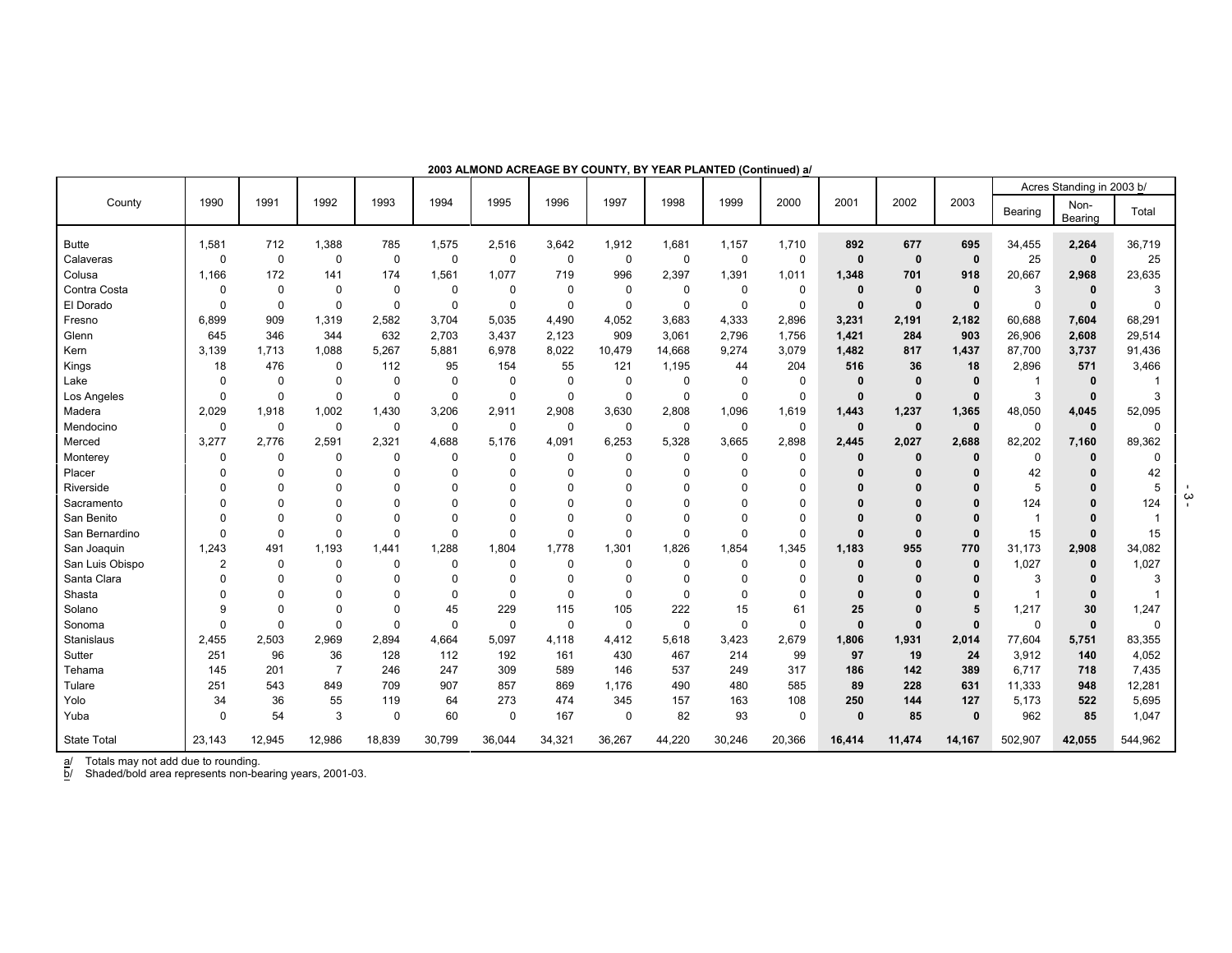**2003 ALMOND ACREAGE BY COUNTY, BY YEAR PLANTED (Continued) a/**

| County | 1990 | 1991 | 1992 | 1993 | 1994 | 1995 | 1996 | 1997 | 1998 | 1999 | 2000 | 2001 | 2002 | 2003 | Acres Standing in 2003 b/ | | |
|---|---|---|---|---|---|---|---|---|---|---|---|---|---|---|---|---|---|
| | | | | | | | | | | | | | | | Bearing | Non-Bearing | Total |
| Butte | 1,581 | 712 | 1,388 | 785 | 1,575 | 2,516 | 3,642 | 1,912 | 1,681 | 1,157 | 1,710 | **892** | **677** | **695** | 34,455 | **2,264** | 36,719 |
| Calaveras | 0 | 0 | 0 | 0 | 0 | 0 | 0 | 0 | 0 | 0 | 0 | **0** | **0** | **0** | 25 | **0** | 25 |
| Colusa | 1,166 | 172 | 141 | 174 | 1,561 | 1,077 | 719 | 996 | 2,397 | 1,391 | 1,011 | **1,348** | **701** | **918** | 20,667 | **2,968** | 23,635 |
| Contra Costa | 0 | 0 | 0 | 0 | 0 | 0 | 0 | 0 | 0 | 0 | 0 | **0** | **0** | **0** | 3 | **0** | 3 |
| El Dorado | 0 | 0 | 0 | 0 | 0 | 0 | 0 | 0 | 0 | 0 | 0 | **0** | **0** | **0** | 0 | **0** | 0 |
| Fresno | 6,899 | 909 | 1,319 | 2,582 | 3,704 | 5,035 | 4,490 | 4,052 | 3,683 | 4,333 | 2,896 | **3,231** | **2,191** | **2,182** | 60,688 | **7,604** | 68,291 |
| Glenn | 645 | 346 | 344 | 632 | 2,703 | 3,437 | 2,123 | 909 | 3,061 | 2,796 | 1,756 | **1,421** | **284** | **903** | 26,906 | **2,608** | 29,514 |
| Kern | 3,139 | 1,713 | 1,088 | 5,267 | 5,881 | 6,978 | 8,022 | 10,479 | 14,668 | 9,274 | 3,079 | **1,482** | **817** | **1,437** | 87,700 | **3,737** | 91,436 |
| Kings | 18 | 476 | 0 | 112 | 95 | 154 | 55 | 121 | 1,195 | 44 | 204 | **516** | **36** | **18** | 2,896 | **571** | 3,466 |
| Lake | 0 | 0 | 0 | 0 | 0 | 0 | 0 | 0 | 0 | 0 | 0 | **0** | **0** | **0** | 1 | **0** | 1 |
| Los Angeles | 0 | 0 | 0 | 0 | 0 | 0 | 0 | 0 | 0 | 0 | 0 | **0** | **0** | **0** | 3 | **0** | 3 |
| Madera | 2,029 | 1,918 | 1,002 | 1,430 | 3,206 | 2,911 | 2,908 | 3,630 | 2,808 | 1,096 | 1,619 | **1,443** | **1,237** | **1,365** | 48,050 | **4,045** | 52,095 |
| Mendocino | 0 | 0 | 0 | 0 | 0 | 0 | 0 | 0 | 0 | 0 | 0 | **0** | **0** | **0** | 0 | **0** | 0 |
| Merced | 3,277 | 2,776 | 2,591 | 2,321 | 4,688 | 5,176 | 4,091 | 6,253 | 5,328 | 3,665 | 2,898 | **2,445** | **2,027** | **2,688** | 82,202 | **7,160** | 89,362 |
| Monterey | 0 | 0 | 0 | 0 | 0 | 0 | 0 | 0 | 0 | 0 | 0 | **0** | **0** | **0** | 0 | **0** | 0 |
| Placer | 0 | 0 | 0 | 0 | 0 | 0 | 0 | 0 | 0 | 0 | 0 | **0** | **0** | **0** | 42 | **0** | 42 |
| Riverside | 0 | 0 | 0 | 0 | 0 | 0 | 0 | 0 | 0 | 0 | 0 | **0** | **0** | **0** | 5 | **0** | 5 |
| Sacramento | 0 | 0 | 0 | 0 | 0 | 0 | 0 | 0 | 0 | 0 | 0 | **0** | **0** | **0** | 124 | **0** | 124 |
| San Benito | 0 | 0 | 0 | 0 | 0 | 0 | 0 | 0 | 0 | 0 | 0 | **0** | **0** | **0** | 1 | **0** | 1 |
| San Bernardino | 0 | 0 | 0 | 0 | 0 | 0 | 0 | 0 | 0 | 0 | 0 | **0** | **0** | **0** | 15 | **0** | 15 |
| San Joaquin | 1,243 | 491 | 1,193 | 1,441 | 1,288 | 1,804 | 1,778 | 1,301 | 1,826 | 1,854 | 1,345 | **1,183** | **955** | **770** | 31,173 | **2,908** | 34,082 |
| San Luis Obispo | 2 | 0 | 0 | 0 | 0 | 0 | 0 | 0 | 0 | 0 | 0 | **0** | **0** | **0** | 1,027 | **0** | 1,027 |
| Santa Clara | 0 | 0 | 0 | 0 | 0 | 0 | 0 | 0 | 0 | 0 | 0 | **0** | **0** | **0** | 3 | **0** | 3 |
| Shasta | 0 | 0 | 0 | 0 | 0 | 0 | 0 | 0 | 0 | 0 | 0 | **0** | **0** | **0** | 1 | **0** | 1 |
| Solano | 9 | 0 | 0 | 0 | 45 | 229 | 115 | 105 | 222 | 15 | 61 | **25** | **0** | **5** | 1,217 | **30** | 1,247 |
| Sonoma | 0 | 0 | 0 | 0 | 0 | 0 | 0 | 0 | 0 | 0 | 0 | **0** | **0** | **0** | 0 | **0** | 0 |
| Stanislaus | 2,455 | 2,503 | 2,969 | 2,894 | 4,664 | 5,097 | 4,118 | 4,412 | 5,618 | 3,423 | 2,679 | **1,806** | **1,931** | **2,014** | 77,604 | **5,751** | 83,355 |
| Sutter | 251 | 96 | 36 | 128 | 112 | 192 | 161 | 430 | 467 | 214 | 99 | **97** | **19** | **24** | 3,912 | **140** | 4,052 |
| Tehama | 145 | 201 | 7 | 246 | 247 | 309 | 589 | 146 | 537 | 249 | 317 | **186** | **142** | **389** | 6,717 | **718** | 7,435 |
| Tulare | 251 | 543 | 849 | 709 | 907 | 857 | 869 | 1,176 | 490 | 480 | 585 | **89** | **228** | **631** | 11,333 | **948** | 12,281 |
| Yolo | 34 | 36 | 55 | 119 | 64 | 273 | 474 | 345 | 157 | 163 | 108 | **250** | **144** | **127** | 5,173 | **522** | 5,695 |
| Yuba | 0 | 54 | 3 | 0 | 60 | 0 | 167 | 0 | 82 | 93 | 0 | **0** | **85** | **0** | 962 | **85** | 1,047 |
| State Total | 23,143 | 12,945 | 12,986 | 18,839 | 30,799 | 36,044 | 34,321 | 36,267 | 44,220 | 30,246 | 20,366 | **16,414** | **11,474** | **14,167** | 502,907 | **42,055** | 544,962 |

a/ Totals may not add due to rounding.
b/ Shaded/bold area represents non-bearing years, 2001-03.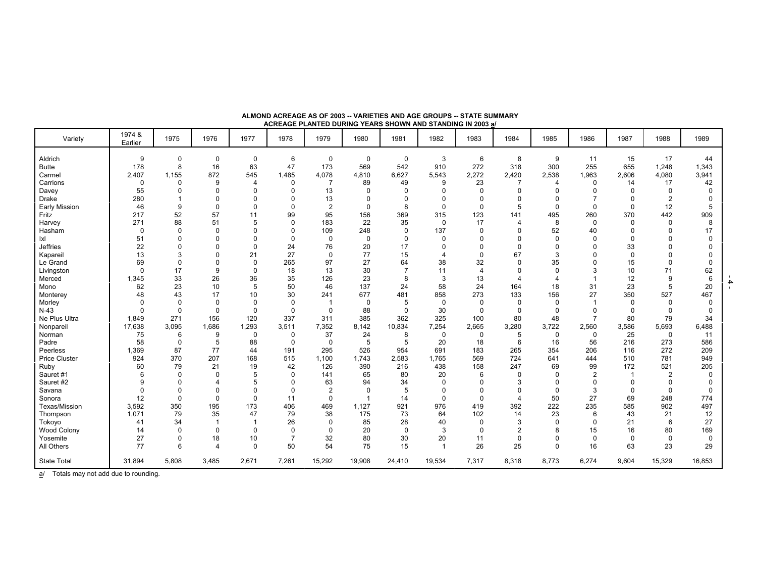**ALMOND ACREAGE AS OF 2003 -- VARIETIES AND AGE GROUPS -- STATE SUMMARY**
**ACREAGE PLANTED DURING YEARS SHOWN AND STANDING IN 2003 a/**

| Variety | 1974 & Earlier | 1975 | 1976 | 1977 | 1978 | 1979 | 1980 | 1981 | 1982 | 1983 | 1984 | 1985 | 1986 | 1987 | 1988 | 1989 |
|---|---|---|---|---|---|---|---|---|---|---|---|---|---|---|---|---|
| Aldrich | 9 | 0 | 0 | 0 | 6 | 0 | 0 | 0 | 3 | 6 | 8 | 9 | 11 | 15 | 17 | 44 |
| Butte | 178 | 8 | 16 | 63 | 47 | 173 | 569 | 542 | 910 | 272 | 318 | 300 | 255 | 655 | 1,248 | 1,343 |
| Carmel | 2,407 | 1,155 | 872 | 545 | 1,485 | 4,078 | 4,810 | 6,627 | 5,543 | 2,272 | 2,420 | 2,538 | 1,963 | 2,606 | 4,080 | 3,941 |
| Carrions | 0 | 0 | 9 | 4 | 0 | 7 | 89 | 49 | 9 | 23 | 7 | 4 | 0 | 14 | 17 | 42 |
| Davey | 55 | 0 | 0 | 0 | 0 | 13 | 0 | 0 | 0 | 0 | 0 | 0 | 0 | 0 | 0 | 0 |
| Drake | 280 | 1 | 0 | 0 | 0 | 13 | 0 | 0 | 0 | 0 | 0 | 0 | 7 | 0 | 2 | 0 |
| Early Mission | 46 | 9 | 0 | 0 | 0 | 2 | 0 | 8 | 0 | 0 | 5 | 0 | 0 | 0 | 12 | 5 |
| Fritz | 217 | 52 | 57 | 11 | 99 | 95 | 156 | 369 | 315 | 123 | 141 | 495 | 260 | 370 | 442 | 909 |
| Harvey | 271 | 88 | 51 | 5 | 0 | 183 | 22 | 35 | 0 | 17 | 4 | 8 | 0 | 0 | 0 | 8 |
| Hasham | 0 | 0 | 0 | 0 | 0 | 109 | 248 | 0 | 137 | 0 | 0 | 52 | 40 | 0 | 0 | 17 |
| Ixl | 51 | 0 | 0 | 0 | 0 | 0 | 0 | 0 | 0 | 0 | 0 | 0 | 0 | 0 | 0 | 0 |
| Jeffries | 22 | 0 | 0 | 0 | 24 | 76 | 20 | 17 | 0 | 0 | 0 | 0 | 0 | 33 | 0 | 0 |
| Kapareil | 13 | 3 | 0 | 21 | 27 | 0 | 77 | 15 | 4 | 0 | 67 | 3 | 0 | 0 | 0 | 0 |
| Le Grand | 69 | 0 | 0 | 0 | 265 | 97 | 27 | 64 | 38 | 32 | 0 | 35 | 0 | 15 | 0 | 0 |
| Livingston | 0 | 17 | 9 | 0 | 18 | 13 | 30 | 7 | 11 | 4 | 0 | 0 | 3 | 10 | 71 | 62 |
| Merced | 1,345 | 33 | 26 | 36 | 35 | 126 | 23 | 8 | 3 | 13 | 4 | 4 | 1 | 12 | 9 | 6 |
| Mono | 62 | 23 | 10 | 5 | 50 | 46 | 137 | 24 | 58 | 24 | 164 | 18 | 31 | 23 | 5 | 20 |
| Monterey | 48 | 43 | 17 | 10 | 30 | 241 | 677 | 481 | 858 | 273 | 133 | 156 | 27 | 350 | 527 | 467 |
| Morley | 0 | 0 | 0 | 0 | 0 | 1 | 0 | 5 | 0 | 0 | 0 | 0 | 1 | 0 | 0 | 0 |
| N-43 | 0 | 0 | 0 | 0 | 0 | 0 | 88 | 0 | 30 | 0 | 0 | 0 | 0 | 0 | 0 | 0 |
| Ne Plus Ultra | 1,849 | 271 | 156 | 120 | 337 | 311 | 385 | 362 | 325 | 100 | 80 | 48 | 7 | 80 | 79 | 34 |
| Nonpareil | 17,638 | 3,095 | 1,686 | 1,293 | 3,511 | 7,352 | 8,142 | 10,834 | 7,254 | 2,665 | 3,280 | 3,722 | 2,560 | 3,586 | 5,693 | 6,488 |
| Norman | 75 | 6 | 9 | 0 | 0 | 37 | 24 | 8 | 0 | 0 | 5 | 0 | 0 | 25 | 0 | 11 |
| Padre | 58 | 0 | 5 | 88 | 0 | 0 | 5 | 5 | 20 | 18 | 6 | 16 | 56 | 216 | 273 | 586 |
| Peerless | 1,369 | 87 | 77 | 44 | 191 | 295 | 526 | 954 | 691 | 183 | 265 | 354 | 206 | 116 | 272 | 209 |
| Price Cluster | 924 | 370 | 207 | 168 | 515 | 1,100 | 1,743 | 2,583 | 1,765 | 569 | 724 | 641 | 444 | 510 | 781 | 949 |
| Ruby | 60 | 79 | 21 | 19 | 42 | 126 | 390 | 216 | 438 | 158 | 247 | 69 | 99 | 172 | 521 | 205 |
| Sauret #1 | 6 | 0 | 0 | 5 | 0 | 141 | 65 | 80 | 20 | 6 | 0 | 0 | 2 | 1 | 2 | 0 |
| Sauret #2 | 9 | 0 | 4 | 5 | 0 | 63 | 94 | 34 | 0 | 0 | 3 | 0 | 0 | 0 | 0 | 0 |
| Savana | 0 | 0 | 0 | 0 | 0 | 2 | 0 | 5 | 0 | 0 | 0 | 0 | 3 | 0 | 0 | 0 |
| Sonora | 12 | 0 | 0 | 0 | 11 | 0 | 1 | 14 | 0 | 0 | 4 | 50 | 27 | 69 | 248 | 774 |
| Texas/Mission | 3,592 | 350 | 195 | 173 | 406 | 469 | 1,127 | 921 | 976 | 419 | 392 | 222 | 235 | 585 | 902 | 497 |
| Thompson | 1,071 | 79 | 35 | 47 | 79 | 38 | 175 | 73 | 64 | 102 | 14 | 23 | 6 | 43 | 21 | 12 |
| Tokoyo | 41 | 34 | 1 | 1 | 26 | 0 | 85 | 28 | 40 | 0 | 3 | 0 | 0 | 21 | 6 | 27 |
| Wood Colony | 14 | 0 | 0 | 0 | 0 | 0 | 20 | 0 | 3 | 0 | 2 | 8 | 15 | 16 | 80 | 169 |
| Yosemite | 27 | 0 | 18 | 10 | 7 | 32 | 80 | 30 | 20 | 11 | 0 | 0 | 0 | 0 | 0 | 0 |
| All Others | 77 | 6 | 4 | 0 | 50 | 54 | 75 | 15 | 1 | 26 | 25 | 0 | 16 | 63 | 23 | 29 |
| State Total | 31,894 | 5,808 | 3,485 | 2,671 | 7,261 | 15,292 | 19,908 | 24,410 | 19,534 | 7,317 | 8,318 | 8,773 | 6,274 | 9,604 | 15,329 | 16,853 |

a/ Totals may not add due to rounding.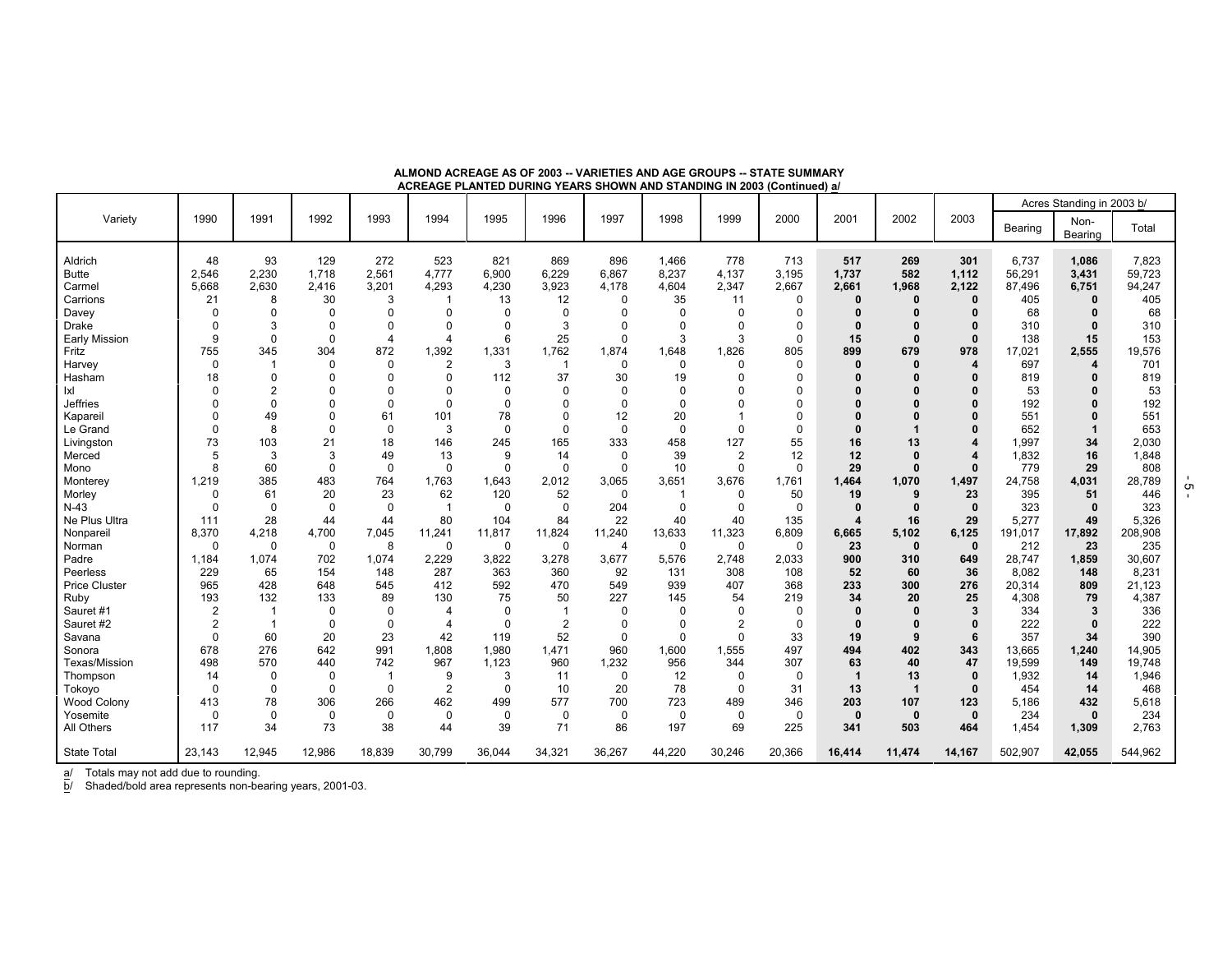**ALMOND ACREAGE AS OF 2003 -- VARIETIES AND AGE GROUPS -- STATE SUMMARY**
**ACREAGE PLANTED DURING YEARS SHOWN AND STANDING IN 2003 (Continued) a/**

| Variety | 1990 | 1991 | 1992 | 1993 | 1994 | 1995 | 1996 | 1997 | 1998 | 1999 | 2000 | 2001 | 2002 | 2003 | Acres Standing in 2003 b/ | | |
|---|---|---|---|---|---|---|---|---|---|---|---|---|---|---|---|---|---|
| | | | | | | | | | | | | | | | Bearing | Non-Bearing | Total |
| Aldrich | 48 | 93 | 129 | 272 | 523 | 821 | 869 | 896 | 1,466 | 778 | 713 | **517** | **269** | **301** | 6,737 | **1,086** | 7,823 |
| Butte | 2,546 | 2,230 | 1,718 | 2,561 | 4,777 | 6,900 | 6,229 | 6,867 | 8,237 | 4,137 | 3,195 | **1,737** | **582** | **1,112** | 56,291 | **3,431** | 59,723 |
| Carmel | 5,668 | 2,630 | 2,416 | 3,201 | 4,293 | 4,230 | 3,923 | 4,178 | 4,604 | 2,347 | 2,667 | **2,661** | **1,968** | **2,122** | 87,496 | **6,751** | 94,247 |
| Carrions | 21 | 8 | 30 | 3 | 1 | 13 | 12 | 0 | 35 | 11 | 0 | **0** | **0** | **0** | 405 | **0** | 405 |
| Davey | 0 | 0 | 0 | 0 | 0 | 0 | 0 | 0 | 0 | 0 | 0 | **0** | **0** | **0** | 68 | **0** | 68 |
| Drake | 0 | 3 | 0 | 0 | 0 | 0 | 3 | 0 | 0 | 0 | 0 | **0** | **0** | **0** | 310 | **0** | 310 |
| Early Mission | 9 | 0 | 0 | 4 | 4 | 6 | 25 | 0 | 3 | 3 | 0 | **15** | **0** | **0** | 138 | **15** | 153 |
| Fritz | 755 | 345 | 304 | 872 | 1,392 | 1,331 | 1,762 | 1,874 | 1,648 | 1,826 | 805 | **899** | **679** | **978** | 17,021 | **2,555** | 19,576 |
| Harvey | 0 | 1 | 0 | 0 | 2 | 3 | 1 | 0 | 0 | 0 | 0 | **0** | **0** | **4** | 697 | **4** | 701 |
| Hasham | 18 | 0 | 0 | 0 | 0 | 112 | 37 | 30 | 19 | 0 | 0 | **0** | **0** | **0** | 819 | **0** | 819 |
| Ixl | 0 | 2 | 0 | 0 | 0 | 0 | 0 | 0 | 0 | 0 | 0 | **0** | **0** | **0** | 53 | **0** | 53 |
| Jeffries | 0 | 0 | 0 | 0 | 0 | 0 | 0 | 0 | 0 | 0 | 0 | **0** | **0** | **0** | 192 | **0** | 192 |
| Kapareil | 0 | 49 | 0 | 61 | 101 | 78 | 0 | 12 | 20 | 1 | 0 | **0** | **0** | **0** | 551 | **0** | 551 |
| Le Grand | 0 | 8 | 0 | 0 | 3 | 0 | 0 | 0 | 0 | 0 | 0 | **0** | **1** | **0** | 652 | **1** | 653 |
| Livingston | 73 | 103 | 21 | 18 | 146 | 245 | 165 | 333 | 458 | 127 | 55 | **16** | **13** | **4** | 1,997 | **34** | 2,030 |
| Merced | 5 | 3 | 3 | 49 | 13 | 9 | 14 | 0 | 39 | 2 | 12 | **12** | **0** | **4** | 1,832 | **16** | 1,848 |
| Mono | 8 | 60 | 0 | 0 | 0 | 0 | 0 | 0 | 10 | 0 | 0 | **29** | **0** | **0** | 779 | **29** | 808 |
| Monterey | 1,219 | 385 | 483 | 764 | 1,763 | 1,643 | 2,012 | 3,065 | 3,651 | 3,676 | 1,761 | **1,464** | **1,070** | **1,497** | 24,758 | **4,031** | 28,789 |
| Morley | 0 | 61 | 20 | 23 | 62 | 120 | 52 | 0 | 1 | 0 | 50 | **19** | **9** | **23** | 395 | **51** | 446 |
| N-43 | 0 | 0 | 0 | 0 | 1 | 0 | 0 | 204 | 0 | 0 | 0 | **0** | **0** | **0** | 323 | **0** | 323 |
| Ne Plus Ultra | 111 | 28 | 44 | 44 | 80 | 104 | 84 | 22 | 40 | 40 | 135 | **4** | **16** | **29** | 5,277 | **49** | 5,326 |
| Nonpareil | 8,370 | 4,218 | 4,700 | 7,045 | 11,241 | 11,817 | 11,824 | 11,240 | 13,633 | 11,323 | 6,809 | **6,665** | **5,102** | **6,125** | 191,017 | **17,892** | 208,908 |
| Norman | 0 | 0 | 0 | 8 | 0 | 0 | 0 | 4 | 0 | 0 | 0 | **23** | **0** | **0** | 212 | **23** | 235 |
| Padre | 1,184 | 1,074 | 702 | 1,074 | 2,229 | 3,822 | 3,278 | 3,677 | 5,576 | 2,748 | 2,033 | **900** | **310** | **649** | 28,747 | **1,859** | 30,607 |
| Peerless | 229 | 65 | 154 | 148 | 287 | 363 | 360 | 92 | 131 | 308 | 108 | **52** | **60** | **36** | 8,082 | **148** | 8,231 |
| Price Cluster | 965 | 428 | 648 | 545 | 412 | 592 | 470 | 549 | 939 | 407 | 368 | **233** | **300** | **276** | 20,314 | **809** | 21,123 |
| Ruby | 193 | 132 | 133 | 89 | 130 | 75 | 50 | 227 | 145 | 54 | 219 | **34** | **20** | **25** | 4,308 | **79** | 4,387 |
| Sauret #1 | 2 | 1 | 0 | 0 | 4 | 0 | 1 | 0 | 0 | 0 | 0 | **0** | **0** | **3** | 334 | **3** | 336 |
| Sauret #2 | 2 | 1 | 0 | 0 | 4 | 0 | 2 | 0 | 0 | 2 | 0 | **0** | **0** | **0** | 222 | **0** | 222 |
| Savana | 0 | 60 | 20 | 23 | 42 | 119 | 52 | 0 | 0 | 0 | 33 | **19** | **9** | **6** | 357 | **34** | 390 |
| Sonora | 678 | 276 | 642 | 991 | 1,808 | 1,980 | 1,471 | 960 | 1,600 | 1,555 | 497 | **494** | **402** | **343** | 13,665 | **1,240** | 14,905 |
| Texas/Mission | 498 | 570 | 440 | 742 | 967 | 1,123 | 960 | 1,232 | 956 | 344 | 307 | **63** | **40** | **47** | 19,599 | **149** | 19,748 |
| Thompson | 14 | 0 | 0 | 1 | 9 | 3 | 11 | 0 | 12 | 0 | 0 | **1** | **13** | **0** | 1,932 | **14** | 1,946 |
| Tokoyo | 0 | 0 | 0 | 0 | 2 | 0 | 10 | 20 | 78 | 0 | 31 | **13** | **1** | **0** | 454 | **14** | 468 |
| Wood Colony | 413 | 78 | 306 | 266 | 462 | 499 | 577 | 700 | 723 | 489 | 346 | **203** | **107** | **123** | 5,186 | **432** | 5,618 |
| Yosemite | 0 | 0 | 0 | 0 | 0 | 0 | 0 | 0 | 0 | 0 | 0 | **0** | **0** | **0** | 234 | **0** | 234 |
| All Others | 117 | 34 | 73 | 38 | 44 | 39 | 71 | 86 | 197 | 69 | 225 | **341** | **503** | **464** | 1,454 | **1,309** | 2,763 |
| State Total | 23,143 | 12,945 | 12,986 | 18,839 | 30,799 | 36,044 | 34,321 | 36,267 | 44,220 | 30,246 | 20,366 | **16,414** | **11,474** | **14,167** | 502,907 | **42,055** | 544,962 |

a/ Totals may not add due to rounding.
b/ Shaded/bold area represents non-bearing years, 2001-03.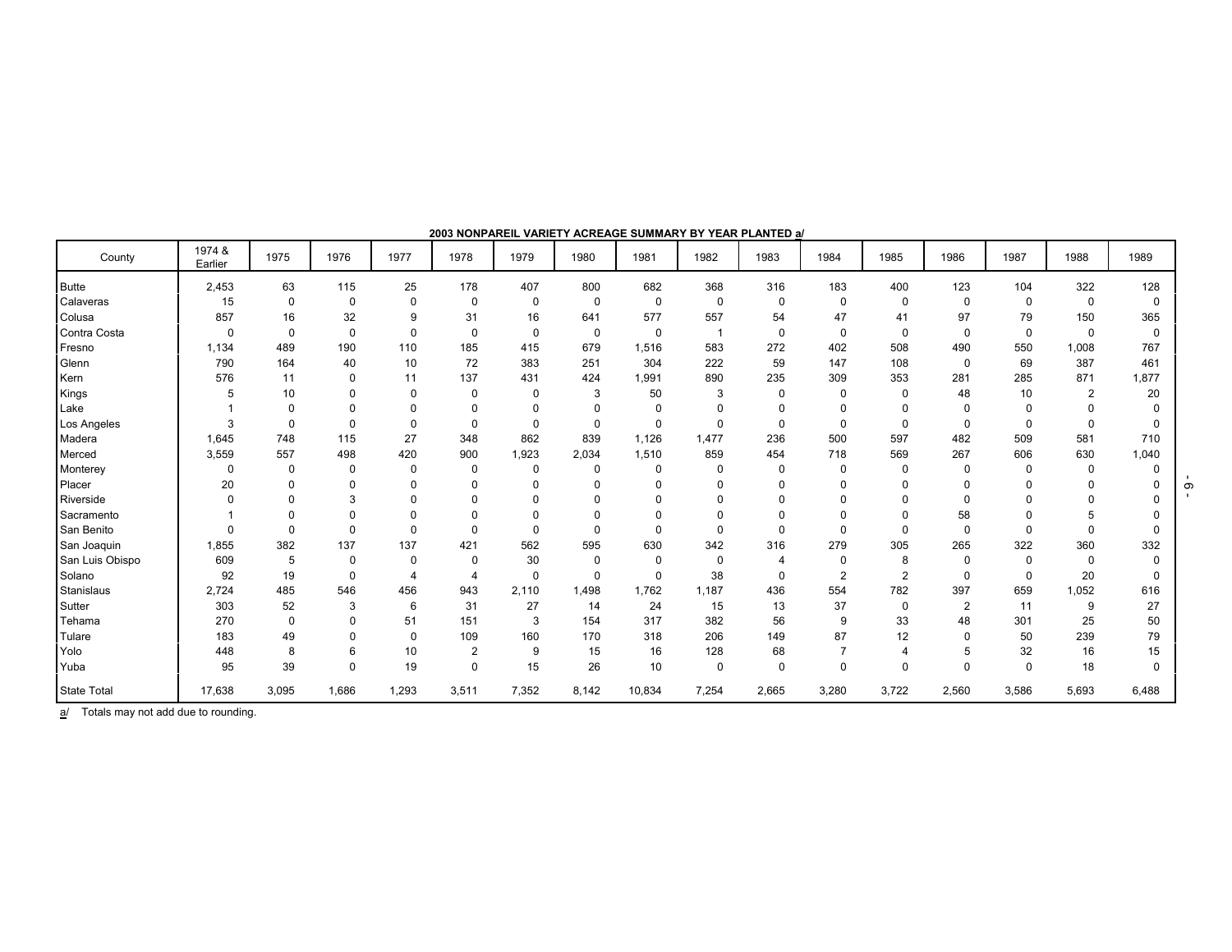**2003 NONPAREIL VARIETY ACREAGE SUMMARY BY YEAR PLANTED a/**

| County | 1974 & Earlier | 1975 | 1976 | 1977 | 1978 | 1979 | 1980 | 1981 | 1982 | 1983 | 1984 | 1985 | 1986 | 1987 | 1988 | 1989 |
|---|---|---|---|---|---|---|---|---|---|---|---|---|---|---|---|---|
| Butte | 2,453 | 63 | 115 | 25 | 178 | 407 | 800 | 682 | 368 | 316 | 183 | 400 | 123 | 104 | 322 | 128 |
| Calaveras | 15 | 0 | 0 | 0 | 0 | 0 | 0 | 0 | 0 | 0 | 0 | 0 | 0 | 0 | 0 | 0 |
| Colusa | 857 | 16 | 32 | 9 | 31 | 16 | 641 | 577 | 557 | 54 | 47 | 41 | 97 | 79 | 150 | 365 |
| Contra Costa | 0 | 0 | 0 | 0 | 0 | 0 | 0 | 0 | 1 | 0 | 0 | 0 | 0 | 0 | 0 | 0 |
| Fresno | 1,134 | 489 | 190 | 110 | 185 | 415 | 679 | 1,516 | 583 | 272 | 402 | 508 | 490 | 550 | 1,008 | 767 |
| Glenn | 790 | 164 | 40 | 10 | 72 | 383 | 251 | 304 | 222 | 59 | 147 | 108 | 0 | 69 | 387 | 461 |
| Kern | 576 | 11 | 0 | 11 | 137 | 431 | 424 | 1,991 | 890 | 235 | 309 | 353 | 281 | 285 | 871 | 1,877 |
| Kings | 5 | 10 | 0 | 0 | 0 | 0 | 3 | 50 | 3 | 0 | 0 | 0 | 48 | 10 | 2 | 20 |
| Lake | 1 | 0 | 0 | 0 | 0 | 0 | 0 | 0 | 0 | 0 | 0 | 0 | 0 | 0 | 0 | 0 |
| Los Angeles | 3 | 0 | 0 | 0 | 0 | 0 | 0 | 0 | 0 | 0 | 0 | 0 | 0 | 0 | 0 | 0 |
| Madera | 1,645 | 748 | 115 | 27 | 348 | 862 | 839 | 1,126 | 1,477 | 236 | 500 | 597 | 482 | 509 | 581 | 710 |
| Merced | 3,559 | 557 | 498 | 420 | 900 | 1,923 | 2,034 | 1,510 | 859 | 454 | 718 | 569 | 267 | 606 | 630 | 1,040 |
| Monterey | 0 | 0 | 0 | 0 | 0 | 0 | 0 | 0 | 0 | 0 | 0 | 0 | 0 | 0 | 0 | 0 |
| Placer | 20 | 0 | 0 | 0 | 0 | 0 | 0 | 0 | 0 | 0 | 0 | 0 | 0 | 0 | 0 | 0 |
| Riverside | 0 | 0 | 3 | 0 | 0 | 0 | 0 | 0 | 0 | 0 | 0 | 0 | 0 | 0 | 0 | 0 |
| Sacramento | 1 | 0 | 0 | 0 | 0 | 0 | 0 | 0 | 0 | 0 | 0 | 0 | 58 | 0 | 5 | 0 |
| San Benito | 0 | 0 | 0 | 0 | 0 | 0 | 0 | 0 | 0 | 0 | 0 | 0 | 0 | 0 | 0 | 0 |
| San Joaquin | 1,855 | 382 | 137 | 137 | 421 | 562 | 595 | 630 | 342 | 316 | 279 | 305 | 265 | 322 | 360 | 332 |
| San Luis Obispo | 609 | 5 | 0 | 0 | 0 | 30 | 0 | 0 | 0 | 4 | 0 | 8 | 0 | 0 | 0 | 0 |
| Solano | 92 | 19 | 0 | 4 | 4 | 0 | 0 | 0 | 38 | 0 | 2 | 2 | 0 | 0 | 20 | 0 |
| Stanislaus | 2,724 | 485 | 546 | 456 | 943 | 2,110 | 1,498 | 1,762 | 1,187 | 436 | 554 | 782 | 397 | 659 | 1,052 | 616 |
| Sutter | 303 | 52 | 3 | 6 | 31 | 27 | 14 | 24 | 15 | 13 | 37 | 0 | 2 | 11 | 9 | 27 |
| Tehama | 270 | 0 | 0 | 51 | 151 | 3 | 154 | 317 | 382 | 56 | 9 | 33 | 48 | 301 | 25 | 50 |
| Tulare | 183 | 49 | 0 | 0 | 109 | 160 | 170 | 318 | 206 | 149 | 87 | 12 | 0 | 50 | 239 | 79 |
| Yolo | 448 | 8 | 6 | 10 | 2 | 9 | 15 | 16 | 128 | 68 | 7 | 4 | 5 | 32 | 16 | 15 |
| Yuba | 95 | 39 | 0 | 19 | 0 | 15 | 26 | 10 | 0 | 0 | 0 | 0 | 0 | 0 | 18 | 0 |
| State Total | 17,638 | 3,095 | 1,686 | 1,293 | 3,511 | 7,352 | 8,142 | 10,834 | 7,254 | 2,665 | 3,280 | 3,722 | 2,560 | 3,586 | 5,693 | 6,488 |

a/ Totals may not add due to rounding.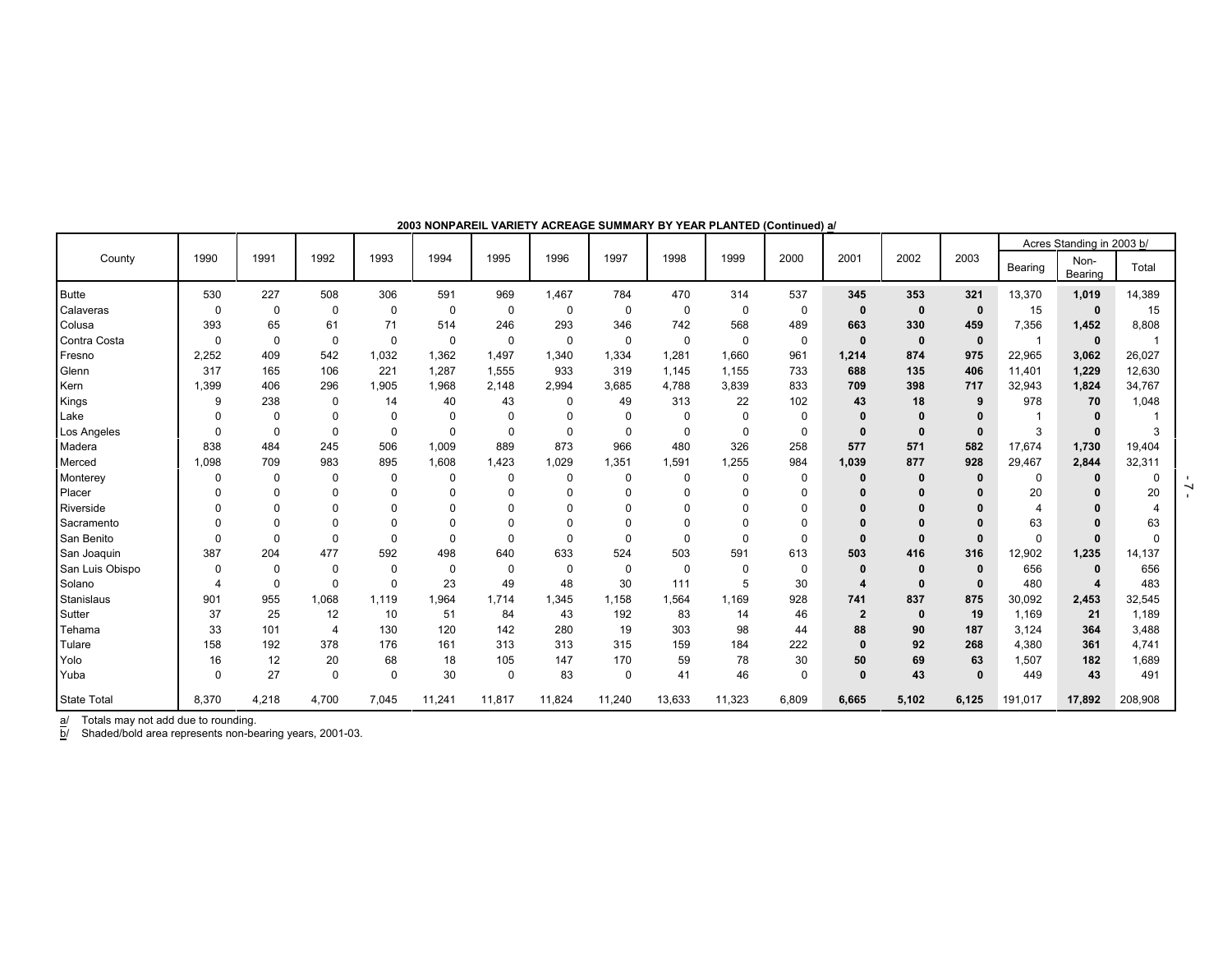**2003 NONPAREIL VARIETY ACREAGE SUMMARY BY YEAR PLANTED (Continued) a/**

| County | 1990 | 1991 | 1992 | 1993 | 1994 | 1995 | 1996 | 1997 | 1998 | 1999 | 2000 | 2001 | 2002 | 2003 | Acres Standing in 2003 b/ | | |
|---|---|---|---|---|---|---|---|---|---|---|---|---|---|---|---|---|---|
| | | | | | | | | | | | | | | | Bearing | Non-Bearing | Total |
| Butte | 530 | 227 | 508 | 306 | 591 | 969 | 1,467 | 784 | 470 | 314 | 537 | **345** | **353** | **321** | 13,370 | **1,019** | 14,389 |
| Calaveras | 0 | 0 | 0 | 0 | 0 | 0 | 0 | 0 | 0 | 0 | 0 | **0** | **0** | **0** | 15 | **0** | 15 |
| Colusa | 393 | 65 | 61 | 71 | 514 | 246 | 293 | 346 | 742 | 568 | 489 | **663** | **330** | **459** | 7,356 | **1,452** | 8,808 |
| Contra Costa | 0 | 0 | 0 | 0 | 0 | 0 | 0 | 0 | 0 | 0 | 0 | **0** | **0** | **0** | 1 | **0** | 1 |
| Fresno | 2,252 | 409 | 542 | 1,032 | 1,362 | 1,497 | 1,340 | 1,334 | 1,281 | 1,660 | 961 | **1,214** | **874** | **975** | 22,965 | **3,062** | 26,027 |
| Glenn | 317 | 165 | 106 | 221 | 1,287 | 1,555 | 933 | 319 | 1,145 | 1,155 | 733 | **688** | **135** | **406** | 11,401 | **1,229** | 12,630 |
| Kern | 1,399 | 406 | 296 | 1,905 | 1,968 | 2,148 | 2,994 | 3,685 | 4,788 | 3,839 | 833 | **709** | **398** | **717** | 32,943 | **1,824** | 34,767 |
| Kings | 9 | 238 | 0 | 14 | 40 | 43 | 0 | 49 | 313 | 22 | 102 | **43** | **18** | **9** | 978 | **70** | 1,048 |
| Lake | 0 | 0 | 0 | 0 | 0 | 0 | 0 | 0 | 0 | 0 | 0 | **0** | **0** | **0** | 1 | **0** | 1 |
| Los Angeles | 0 | 0 | 0 | 0 | 0 | 0 | 0 | 0 | 0 | 0 | 0 | **0** | **0** | **0** | 3 | **0** | 3 |
| Madera | 838 | 484 | 245 | 506 | 1,009 | 889 | 873 | 966 | 480 | 326 | 258 | **577** | **571** | **582** | 17,674 | **1,730** | 19,404 |
| Merced | 1,098 | 709 | 983 | 895 | 1,608 | 1,423 | 1,029 | 1,351 | 1,591 | 1,255 | 984 | **1,039** | **877** | **928** | 29,467 | **2,844** | 32,311 |
| Monterey | 0 | 0 | 0 | 0 | 0 | 0 | 0 | 0 | 0 | 0 | 0 | **0** | **0** | **0** | 0 | **0** | 0 |
| Placer | 0 | 0 | 0 | 0 | 0 | 0 | 0 | 0 | 0 | 0 | 0 | **0** | **0** | **0** | 20 | **0** | 20 |
| Riverside | 0 | 0 | 0 | 0 | 0 | 0 | 0 | 0 | 0 | 0 | 0 | **0** | **0** | **0** | 4 | **0** | 4 |
| Sacramento | 0 | 0 | 0 | 0 | 0 | 0 | 0 | 0 | 0 | 0 | 0 | **0** | **0** | **0** | 63 | **0** | 63 |
| San Benito | 0 | 0 | 0 | 0 | 0 | 0 | 0 | 0 | 0 | 0 | 0 | **0** | **0** | **0** | 0 | **0** | 0 |
| San Joaquin | 387 | 204 | 477 | 592 | 498 | 640 | 633 | 524 | 503 | 591 | 613 | **503** | **416** | **316** | 12,902 | **1,235** | 14,137 |
| San Luis Obispo | 0 | 0 | 0 | 0 | 0 | 0 | 0 | 0 | 0 | 0 | 0 | **0** | **0** | **0** | 656 | **0** | 656 |
| Solano | 4 | 0 | 0 | 0 | 23 | 49 | 48 | 30 | 111 | 5 | 30 | **4** | **0** | **0** | 480 | **4** | 483 |
| Stanislaus | 901 | 955 | 1,068 | 1,119 | 1,964 | 1,714 | 1,345 | 1,158 | 1,564 | 1,169 | 928 | **741** | **837** | **875** | 30,092 | **2,453** | 32,545 |
| Sutter | 37 | 25 | 12 | 10 | 51 | 84 | 43 | 192 | 83 | 14 | 46 | **2** | **0** | **19** | 1,169 | **21** | 1,189 |
| Tehama | 33 | 101 | 4 | 130 | 120 | 142 | 280 | 19 | 303 | 98 | 44 | **88** | **90** | **187** | 3,124 | **364** | 3,488 |
| Tulare | 158 | 192 | 378 | 176 | 161 | 313 | 313 | 315 | 159 | 184 | 222 | **0** | **92** | **268** | 4,380 | **361** | 4,741 |
| Yolo | 16 | 12 | 20 | 68 | 18 | 105 | 147 | 170 | 59 | 78 | 30 | **50** | **69** | **63** | 1,507 | **182** | 1,689 |
| Yuba | 0 | 27 | 0 | 0 | 30 | 0 | 83 | 0 | 41 | 46 | 0 | **0** | **43** | **0** | 449 | **43** | 491 |
| State Total | 8,370 | 4,218 | 4,700 | 7,045 | 11,241 | 11,817 | 11,824 | 11,240 | 13,633 | 11,323 | 6,809 | **6,665** | **5,102** | **6,125** | 191,017 | **17,892** | 208,908 |

a/ Totals may not add due to rounding.
b/ Shaded/bold area represents non-bearing years, 2001-03.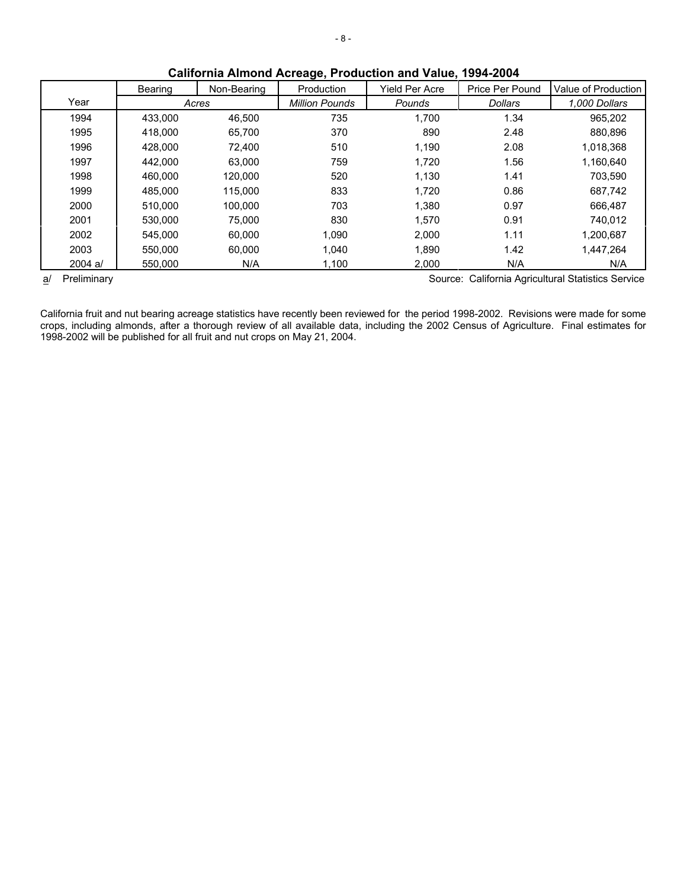## California Almond Acreage, Production and Value, 1994-2004

| Year | Bearing | Non-Bearing | Production | Yield Per Acre | Price Per Pound | Value of Production |
|---|---|---|---|---|---|---|
| | *Acres* | | *Million Pounds* | *Pounds* | *Dollars* | *1,000 Dollars* |
| 1994 | 433,000 | 46,500 | 735 | 1,700 | 1.34 | 965,202 |
| 1995 | 418,000 | 65,700 | 370 | 890 | 2.48 | 880,896 |
| 1996 | 428,000 | 72,400 | 510 | 1,190 | 2.08 | 1,018,368 |
| 1997 | 442,000 | 63,000 | 759 | 1,720 | 1.56 | 1,160,640 |
| 1998 | 460,000 | 120,000 | 520 | 1,130 | 1.41 | 703,590 |
| 1999 | 485,000 | 115,000 | 833 | 1,720 | 0.86 | 687,742 |
| 2000 | 510,000 | 100,000 | 703 | 1,380 | 0.97 | 666,487 |
| 2001 | 530,000 | 75,000 | 830 | 1,570 | 0.91 | 740,012 |
| 2002 | 545,000 | 60,000 | 1,090 | 2,000 | 1.11 | 1,200,687 |
| 2003 | 550,000 | 60,000 | 1,040 | 1,890 | 1.42 | 1,447,264 |
| 2004 a/ | 550,000 | N/A | 1,100 | 2,000 | N/A | N/A |

a/ Preliminary

Source: California Agricultural Statistics Service

California fruit and nut bearing acreage statistics have recently been reviewed for the period 1998-2002. Revisions were made for some crops, including almonds, after a thorough review of all available data, including the 2002 Census of Agriculture. Final estimates for 1998-2002 will be published for all fruit and nut crops on May 21, 2004.